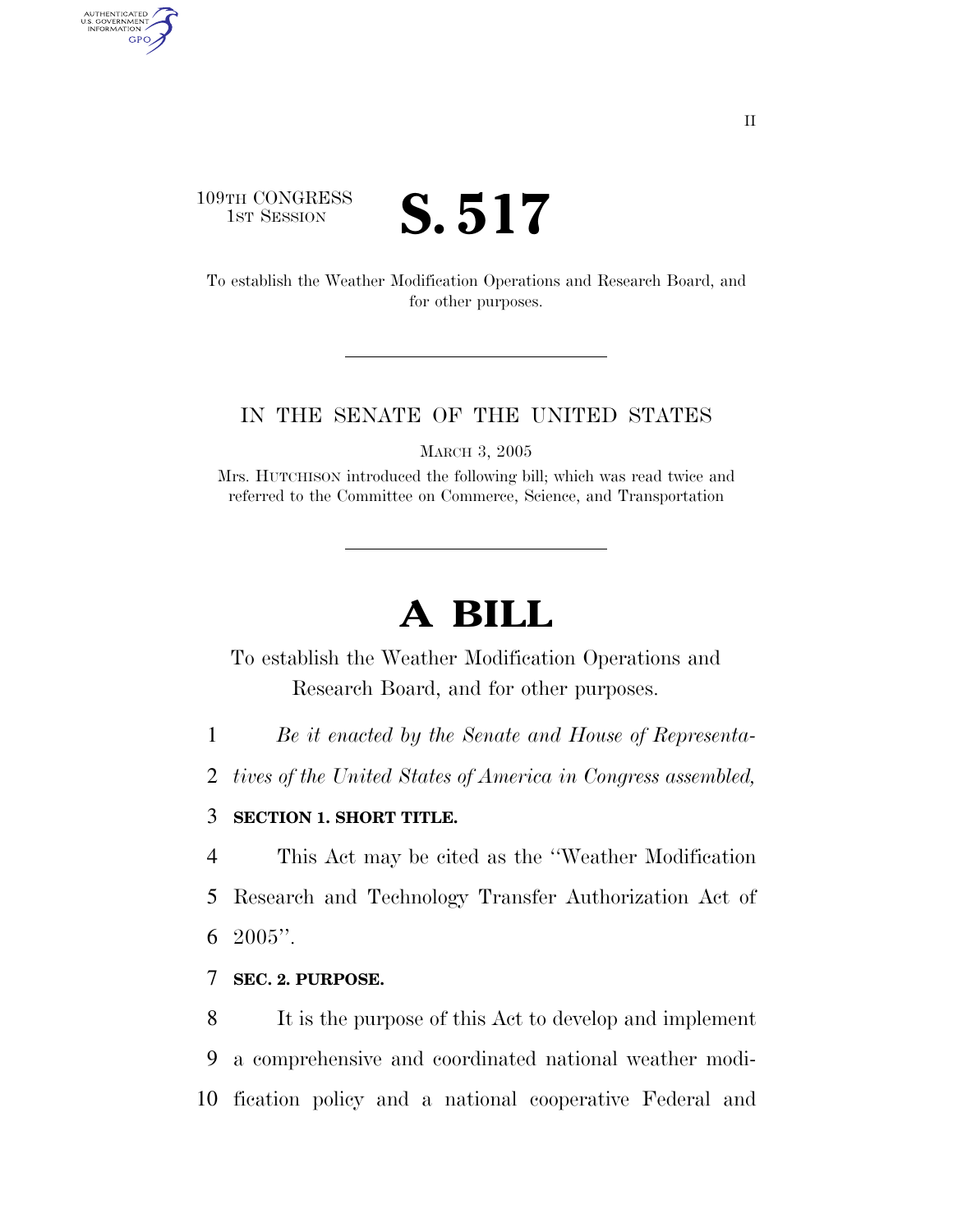109TH CONGRESS
1ST SESSION

# S. 517

To establish the Weather Modification Operations and Research Board, and for other purposes.

IN THE SENATE OF THE UNITED STATES

MARCH 3, 2005

Mrs. HUTCHISON introduced the following bill; which was read twice and referred to the Committee on Commerce, Science, and Transportation

# A BILL

To establish the Weather Modification Operations and Research Board, and for other purposes.

*Be it enacted by the Senate and House of Representatives of the United States of America in Congress assembled,*

**SECTION 1. SHORT TITLE.**

This Act may be cited as the ''Weather Modification Research and Technology Transfer Authorization Act of 2005''.

**SEC. 2. PURPOSE.**

It is the purpose of this Act to develop and implement a comprehensive and coordinated national weather modification policy and a national cooperative Federal and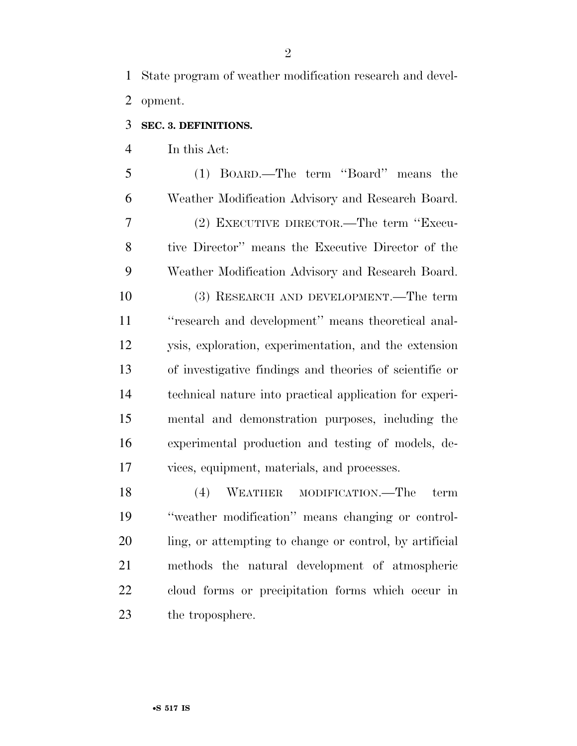State program of weather modification research and development.

**SEC. 3. DEFINITIONS.**

In this Act:

(1) BOARD.—The term "Board" means the Weather Modification Advisory and Research Board.

(2) EXECUTIVE DIRECTOR.—The term "Executive Director" means the Executive Director of the Weather Modification Advisory and Research Board.

(3) RESEARCH AND DEVELOPMENT.—The term "research and development" means theoretical analysis, exploration, experimentation, and the extension of investigative findings and theories of scientific or technical nature into practical application for experimental and demonstration purposes, including the experimental production and testing of models, devices, equipment, materials, and processes.

(4) WEATHER MODIFICATION.—The term "weather modification" means changing or controlling, or attempting to change or control, by artificial methods the natural development of atmospheric cloud forms or precipitation forms which occur in the troposphere.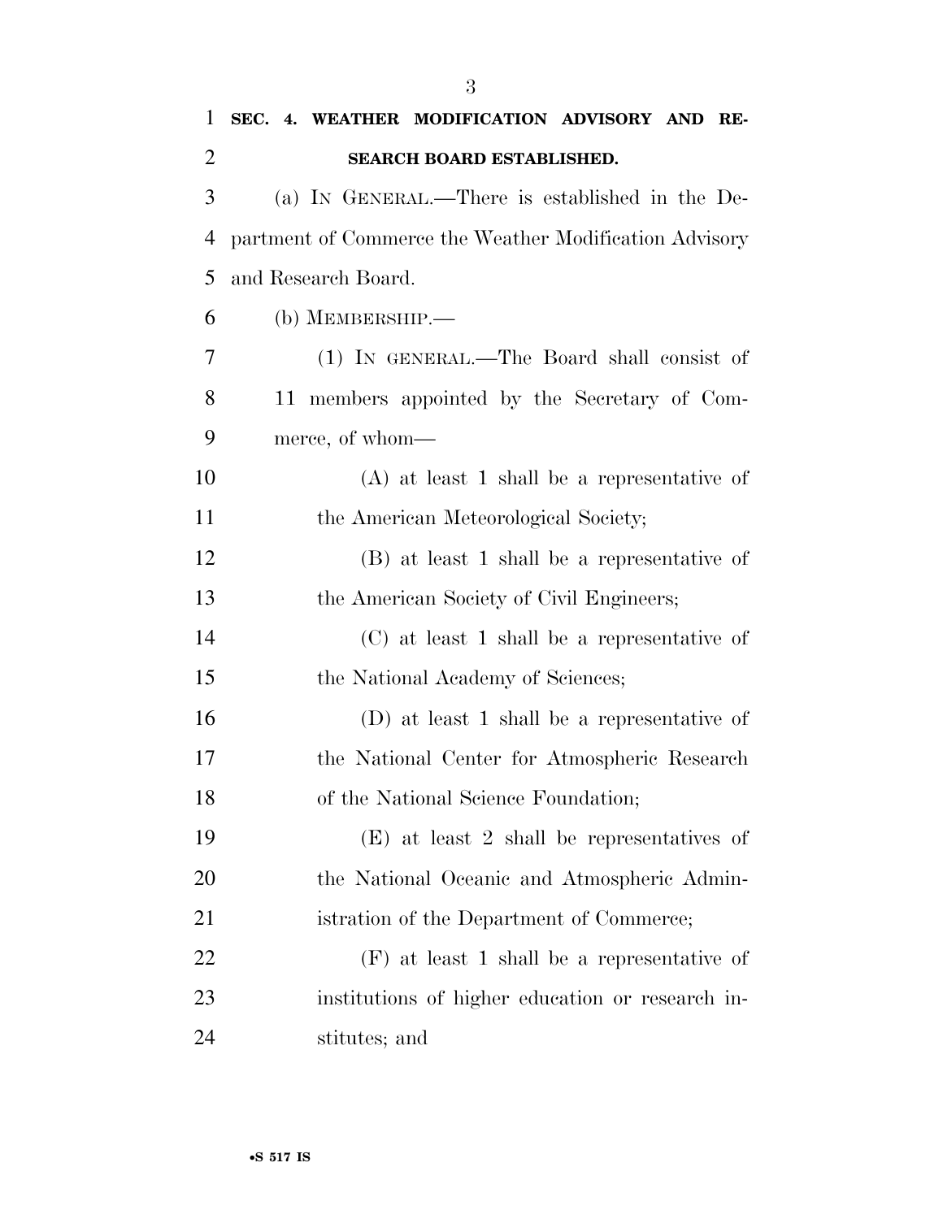**SEC. 4. WEATHER MODIFICATION ADVISORY AND RESEARCH BOARD ESTABLISHED.**

(a) IN GENERAL.—There is established in the Department of Commerce the Weather Modification Advisory and Research Board.

(b) MEMBERSHIP.—

(1) IN GENERAL.—The Board shall consist of 11 members appointed by the Secretary of Commerce, of whom—

(A) at least 1 shall be a representative of the American Meteorological Society;

(B) at least 1 shall be a representative of the American Society of Civil Engineers;

(C) at least 1 shall be a representative of the National Academy of Sciences;

(D) at least 1 shall be a representative of the National Center for Atmospheric Research of the National Science Foundation;

(E) at least 2 shall be representatives of the National Oceanic and Atmospheric Administration of the Department of Commerce;

(F) at least 1 shall be a representative of institutions of higher education or research institutes; and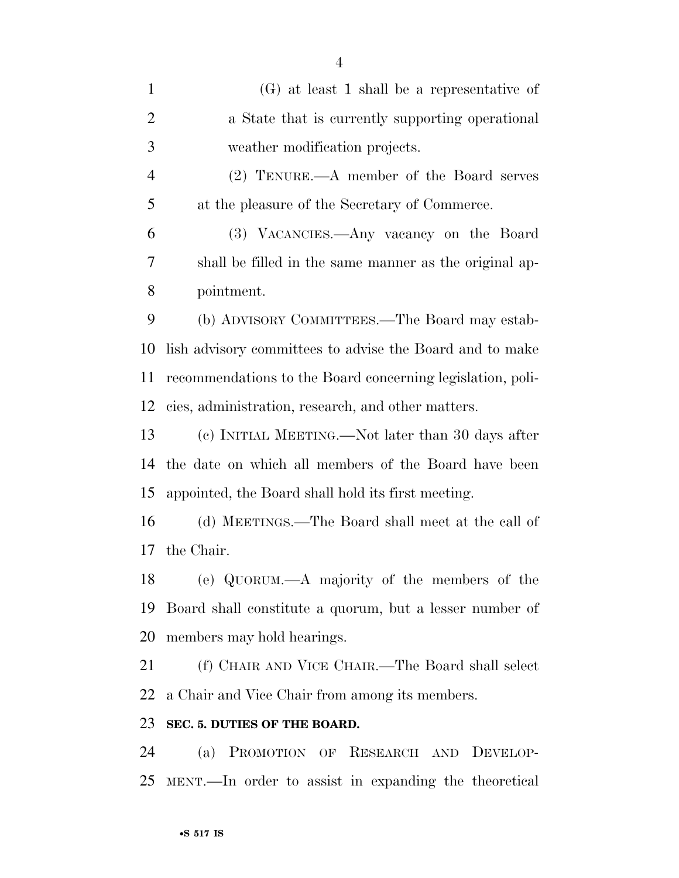(G) at least 1 shall be a representative of a State that is currently supporting operational weather modification projects.

(2) TENURE.—A member of the Board serves at the pleasure of the Secretary of Commerce.

(3) VACANCIES.—Any vacancy on the Board shall be filled in the same manner as the original appointment.

(b) ADVISORY COMMITTEES.—The Board may establish advisory committees to advise the Board and to make recommendations to the Board concerning legislation, policies, administration, research, and other matters.

(c) INITIAL MEETING.—Not later than 30 days after the date on which all members of the Board have been appointed, the Board shall hold its first meeting.

(d) MEETINGS.—The Board shall meet at the call of the Chair.

(e) QUORUM.—A majority of the members of the Board shall constitute a quorum, but a lesser number of members may hold hearings.

(f) CHAIR AND VICE CHAIR.—The Board shall select a Chair and Vice Chair from among its members.

**SEC. 5. DUTIES OF THE BOARD.**

(a) PROMOTION OF RESEARCH AND DEVELOPMENT.—In order to assist in expanding the theoretical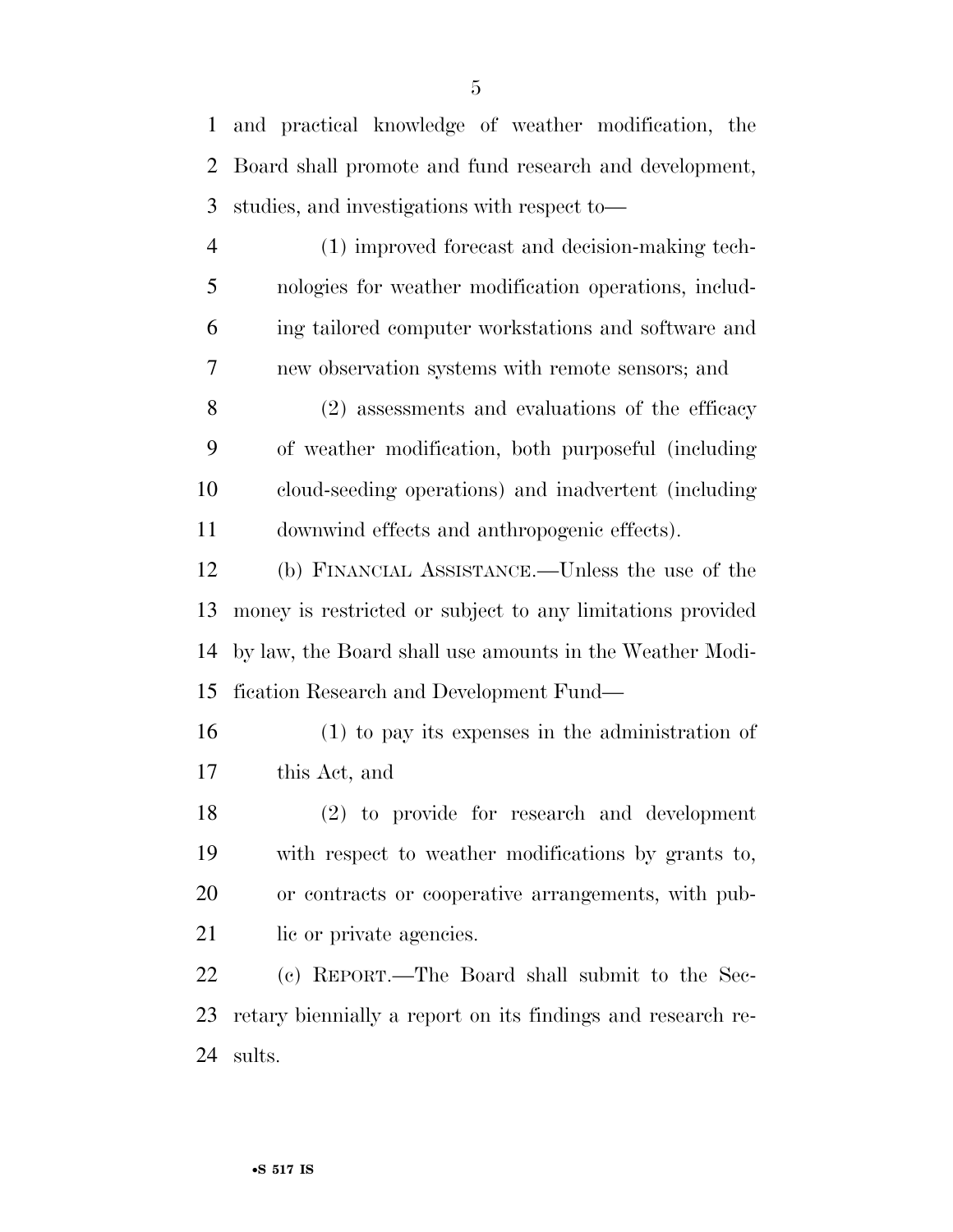and practical knowledge of weather modification, the Board shall promote and fund research and development, studies, and investigations with respect to—

(1) improved forecast and decision-making technologies for weather modification operations, including tailored computer workstations and software and new observation systems with remote sensors; and

(2) assessments and evaluations of the efficacy of weather modification, both purposeful (including cloud-seeding operations) and inadvertent (including downwind effects and anthropogenic effects).

(b) FINANCIAL ASSISTANCE.—Unless the use of the money is restricted or subject to any limitations provided by law, the Board shall use amounts in the Weather Modification Research and Development Fund—

(1) to pay its expenses in the administration of this Act, and

(2) to provide for research and development with respect to weather modifications by grants to, or contracts or cooperative arrangements, with public or private agencies.

(c) REPORT.—The Board shall submit to the Secretary biennially a report on its findings and research results.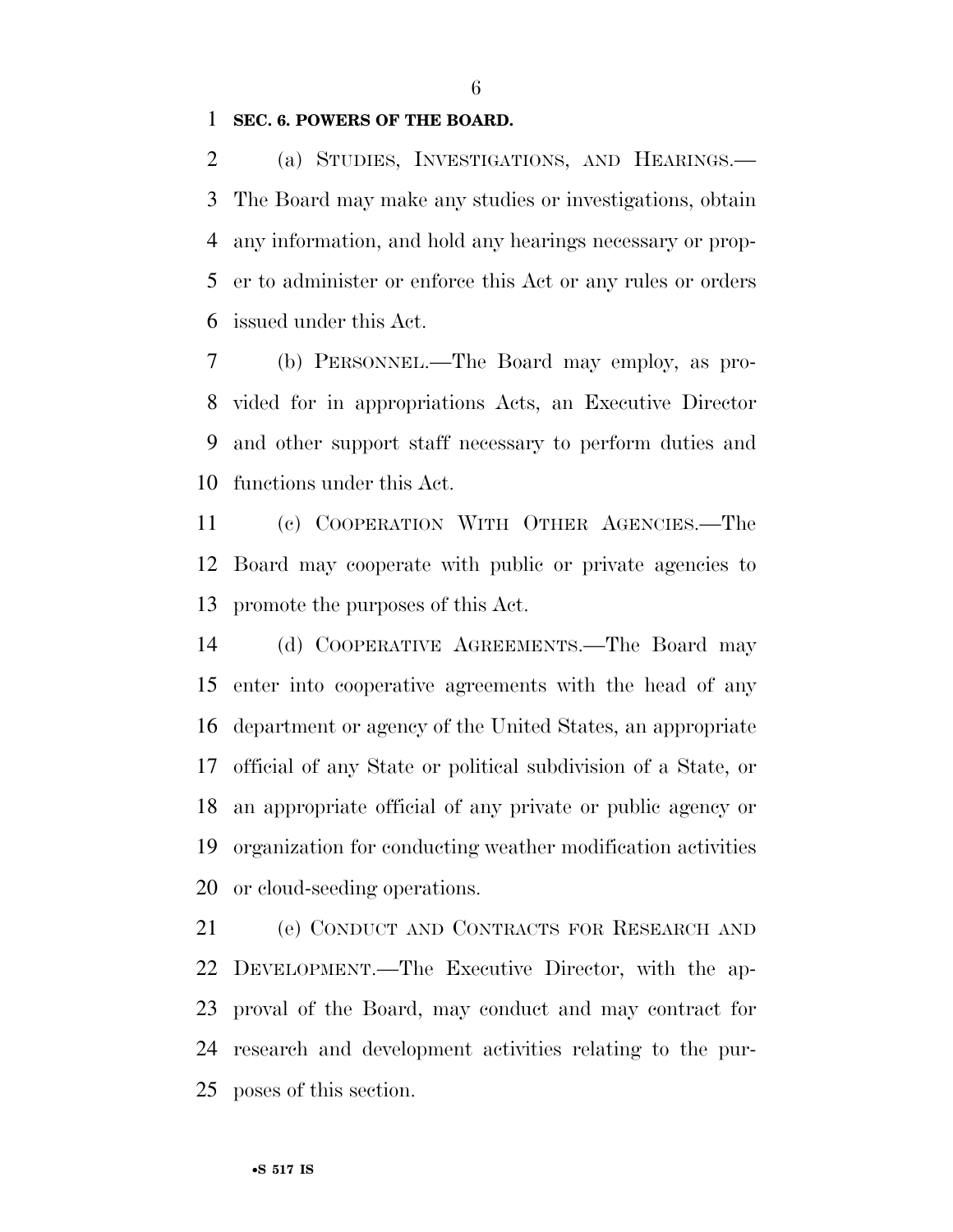**SEC. 6. POWERS OF THE BOARD.**

(a) STUDIES, INVESTIGATIONS, AND HEARINGS.—The Board may make any studies or investigations, obtain any information, and hold any hearings necessary or proper to administer or enforce this Act or any rules or orders issued under this Act.

(b) PERSONNEL.—The Board may employ, as provided for in appropriations Acts, an Executive Director and other support staff necessary to perform duties and functions under this Act.

(c) COOPERATION WITH OTHER AGENCIES.—The Board may cooperate with public or private agencies to promote the purposes of this Act.

(d) COOPERATIVE AGREEMENTS.—The Board may enter into cooperative agreements with the head of any department or agency of the United States, an appropriate official of any State or political subdivision of a State, or an appropriate official of any private or public agency or organization for conducting weather modification activities or cloud-seeding operations.

(e) CONDUCT AND CONTRACTS FOR RESEARCH AND DEVELOPMENT.—The Executive Director, with the approval of the Board, may conduct and may contract for research and development activities relating to the purposes of this section.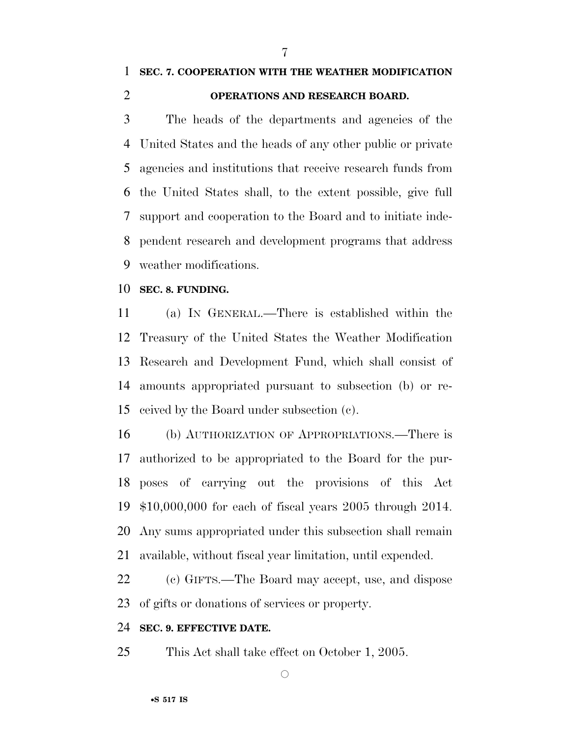## SEC. 7. COOPERATION WITH THE WEATHER MODIFICATION OPERATIONS AND RESEARCH BOARD.

The heads of the departments and agencies of the United States and the heads of any other public or private agencies and institutions that receive research funds from the United States shall, to the extent possible, give full support and cooperation to the Board and to initiate independent research and development programs that address weather modifications.

## SEC. 8. FUNDING.

(a) IN GENERAL.—There is established within the Treasury of the United States the Weather Modification Research and Development Fund, which shall consist of amounts appropriated pursuant to subsection (b) or received by the Board under subsection (c).

(b) AUTHORIZATION OF APPROPRIATIONS.—There is authorized to be appropriated to the Board for the purposes of carrying out the provisions of this Act $10,000,000 for each of fiscal years 2005 through 2014. Any sums appropriated under this subsection shall remain available, without fiscal year limitation, until expended.

(c) GIFTS.—The Board may accept, use, and dispose of gifts or donations of services or property.

## SEC. 9. EFFECTIVE DATE.

This Act shall take effect on October 1, 2005.

○